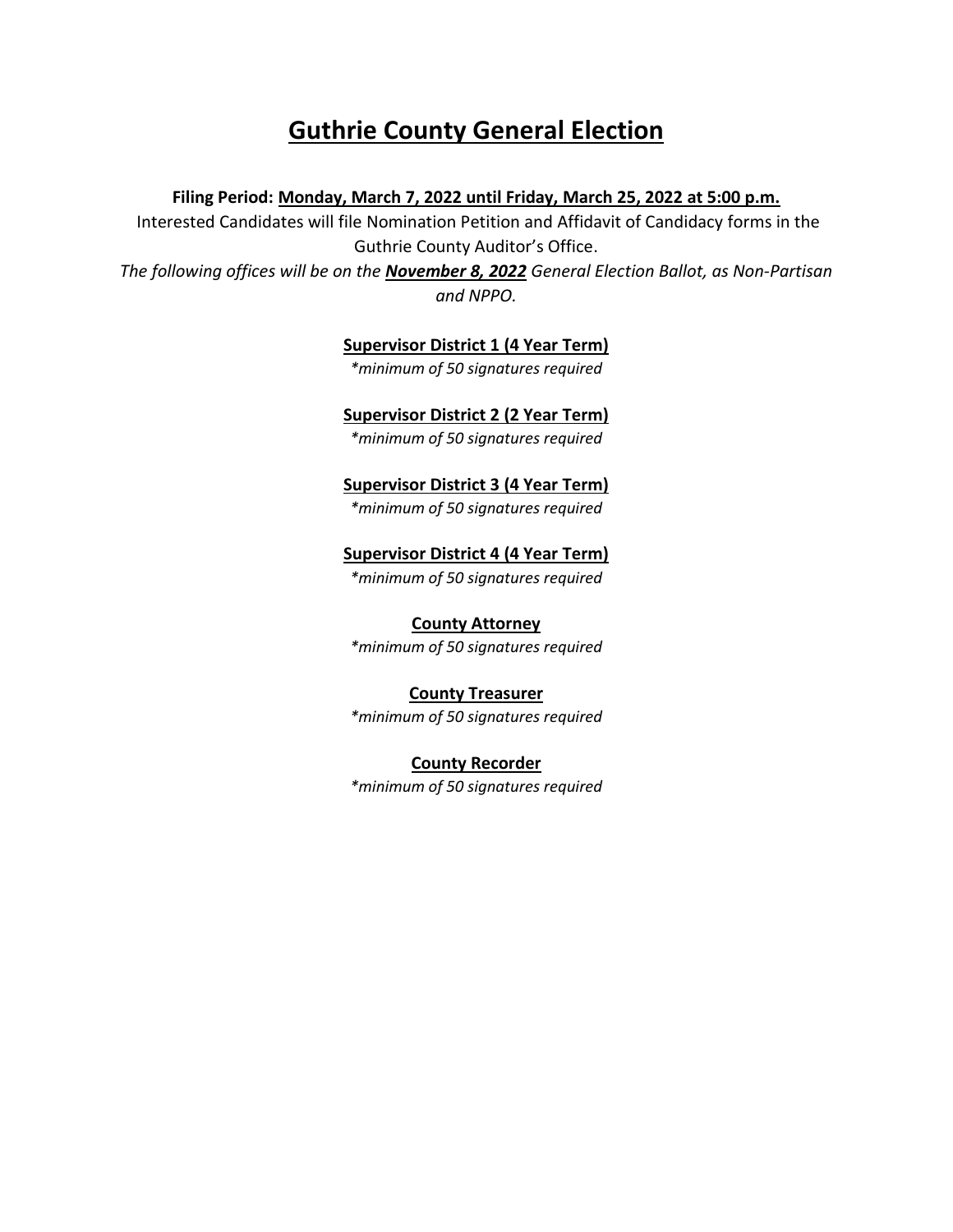# Guthrie County General Election

**Filing Period: Monday, March 7, 2022 until Friday, March 25, 2022 at 5:00 p.m.**

Interested Candidates will file Nomination Petition and Affidavit of Candidacy forms in the Guthrie County Auditor's Office.

*The following offices will be on the **November 8, 2022** General Election Ballot, as Non-Partisan and NPPO.*

**Supervisor District 1 (4 Year Term)**

**minimum of 50 signatures required*

**Supervisor District 2 (2 Year Term)**

**minimum of 50 signatures required*

**Supervisor District 3 (4 Year Term)**

**minimum of 50 signatures required*

**Supervisor District 4 (4 Year Term)**

**minimum of 50 signatures required*

**County Attorney**

**minimum of 50 signatures required*

**County Treasurer**

**minimum of 50 signatures required*

**County Recorder**

**minimum of 50 signatures required*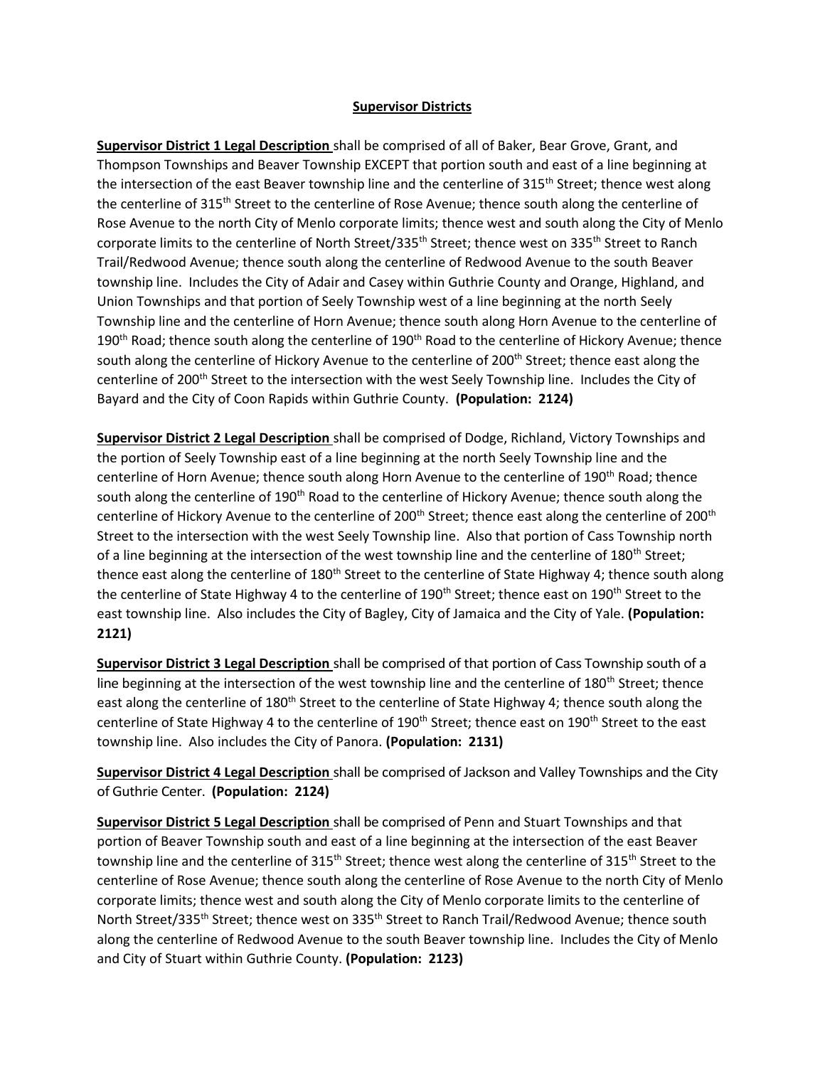## Supervisor Districts

**Supervisor District 1 Legal Description** shall be comprised of all of Baker, Bear Grove, Grant, and Thompson Townships and Beaver Township EXCEPT that portion south and east of a line beginning at the intersection of the east Beaver township line and the centerline of 315th Street; thence west along the centerline of 315th Street to the centerline of Rose Avenue; thence south along the centerline of Rose Avenue to the north City of Menlo corporate limits; thence west and south along the City of Menlo corporate limits to the centerline of North Street/335th Street; thence west on 335th Street to Ranch Trail/Redwood Avenue; thence south along the centerline of Redwood Avenue to the south Beaver township line. Includes the City of Adair and Casey within Guthrie County and Orange, Highland, and Union Townships and that portion of Seely Township west of a line beginning at the north Seely Township line and the centerline of Horn Avenue; thence south along Horn Avenue to the centerline of 190th Road; thence south along the centerline of 190th Road to the centerline of Hickory Avenue; thence south along the centerline of Hickory Avenue to the centerline of 200th Street; thence east along the centerline of 200th Street to the intersection with the west Seely Township line. Includes the City of Bayard and the City of Coon Rapids within Guthrie County. **(Population: 2124)**

**Supervisor District 2 Legal Description** shall be comprised of Dodge, Richland, Victory Townships and the portion of Seely Township east of a line beginning at the north Seely Township line and the centerline of Horn Avenue; thence south along Horn Avenue to the centerline of 190th Road; thence south along the centerline of 190th Road to the centerline of Hickory Avenue; thence south along the centerline of Hickory Avenue to the centerline of 200th Street; thence east along the centerline of 200th Street to the intersection with the west Seely Township line. Also that portion of Cass Township north of a line beginning at the intersection of the west township line and the centerline of 180th Street; thence east along the centerline of 180th Street to the centerline of State Highway 4; thence south along the centerline of State Highway 4 to the centerline of 190th Street; thence east on 190th Street to the east township line. Also includes the City of Bagley, City of Jamaica and the City of Yale. **(Population: 2121)**

**Supervisor District 3 Legal Description** shall be comprised of that portion of Cass Township south of a line beginning at the intersection of the west township line and the centerline of 180th Street; thence east along the centerline of 180th Street to the centerline of State Highway 4; thence south along the centerline of State Highway 4 to the centerline of 190th Street; thence east on 190th Street to the east township line. Also includes the City of Panora. **(Population: 2131)**

**Supervisor District 4 Legal Description** shall be comprised of Jackson and Valley Townships and the City of Guthrie Center. **(Population: 2124)**

**Supervisor District 5 Legal Description** shall be comprised of Penn and Stuart Townships and that portion of Beaver Township south and east of a line beginning at the intersection of the east Beaver township line and the centerline of 315th Street; thence west along the centerline of 315th Street to the centerline of Rose Avenue; thence south along the centerline of Rose Avenue to the north City of Menlo corporate limits; thence west and south along the City of Menlo corporate limits to the centerline of North Street/335th Street; thence west on 335th Street to Ranch Trail/Redwood Avenue; thence south along the centerline of Redwood Avenue to the south Beaver township line. Includes the City of Menlo and City of Stuart within Guthrie County. **(Population: 2123)**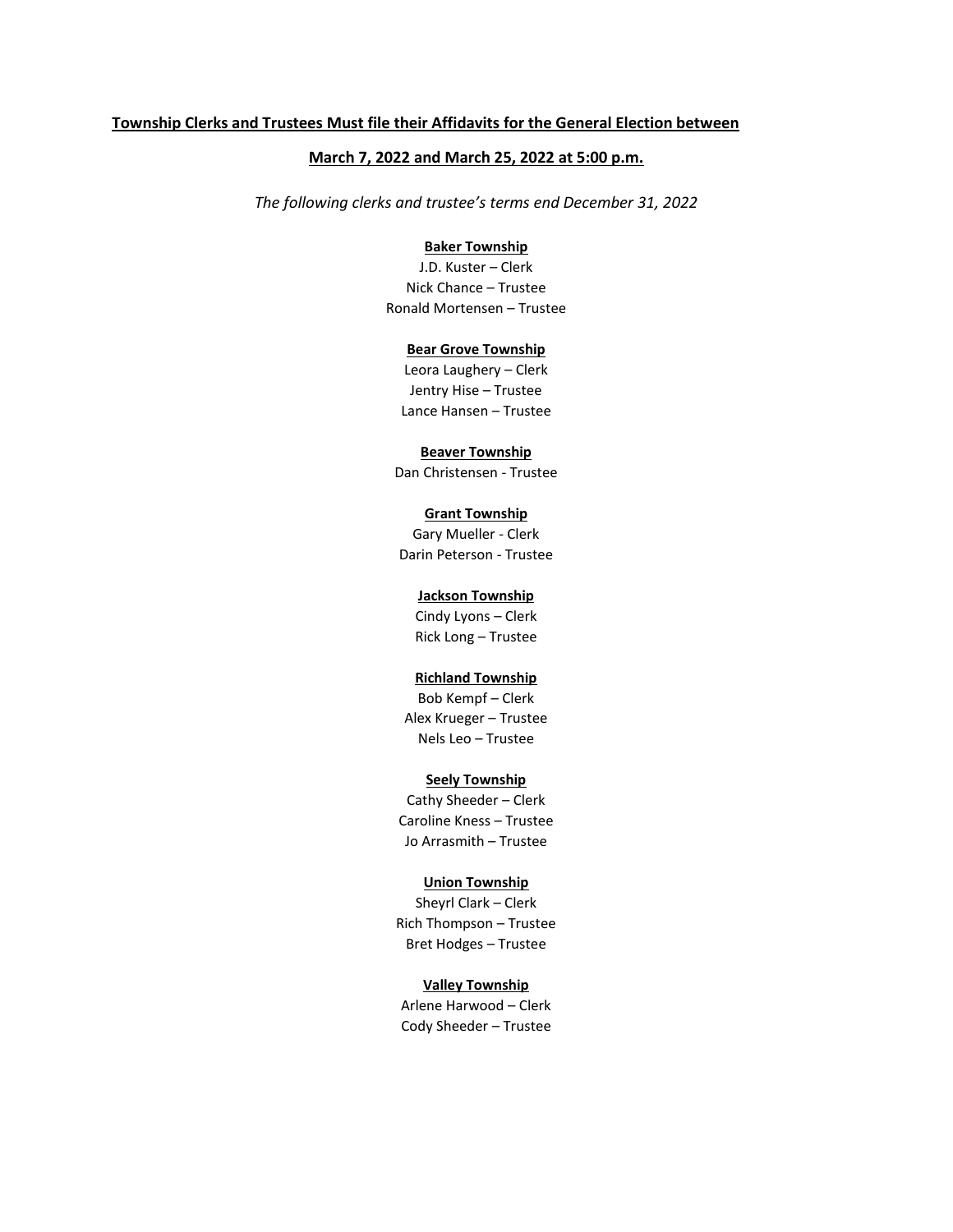**Township Clerks and Trustees Must file their Affidavits for the General Election between**

**March 7, 2022 and March 25, 2022 at 5:00 p.m.**

*The following clerks and trustee's terms end December 31, 2022*

**Baker Township**
J.D. Kuster – Clerk
Nick Chance – Trustee
Ronald Mortensen – Trustee

**Bear Grove Township**
Leora Laughery – Clerk
Jentry Hise – Trustee
Lance Hansen – Trustee

**Beaver Township**
Dan Christensen - Trustee

**Grant Township**
Gary Mueller - Clerk
Darin Peterson - Trustee

**Jackson Township**
Cindy Lyons – Clerk
Rick Long – Trustee

**Richland Township**
Bob Kempf – Clerk
Alex Krueger – Trustee
Nels Leo – Trustee

**Seely Township**
Cathy Sheeder – Clerk
Caroline Kness – Trustee
Jo Arrasmith – Trustee

**Union Township**
Sheyrl Clark – Clerk
Rich Thompson – Trustee
Bret Hodges – Trustee

**Valley Township**
Arlene Harwood – Clerk
Cody Sheeder – Trustee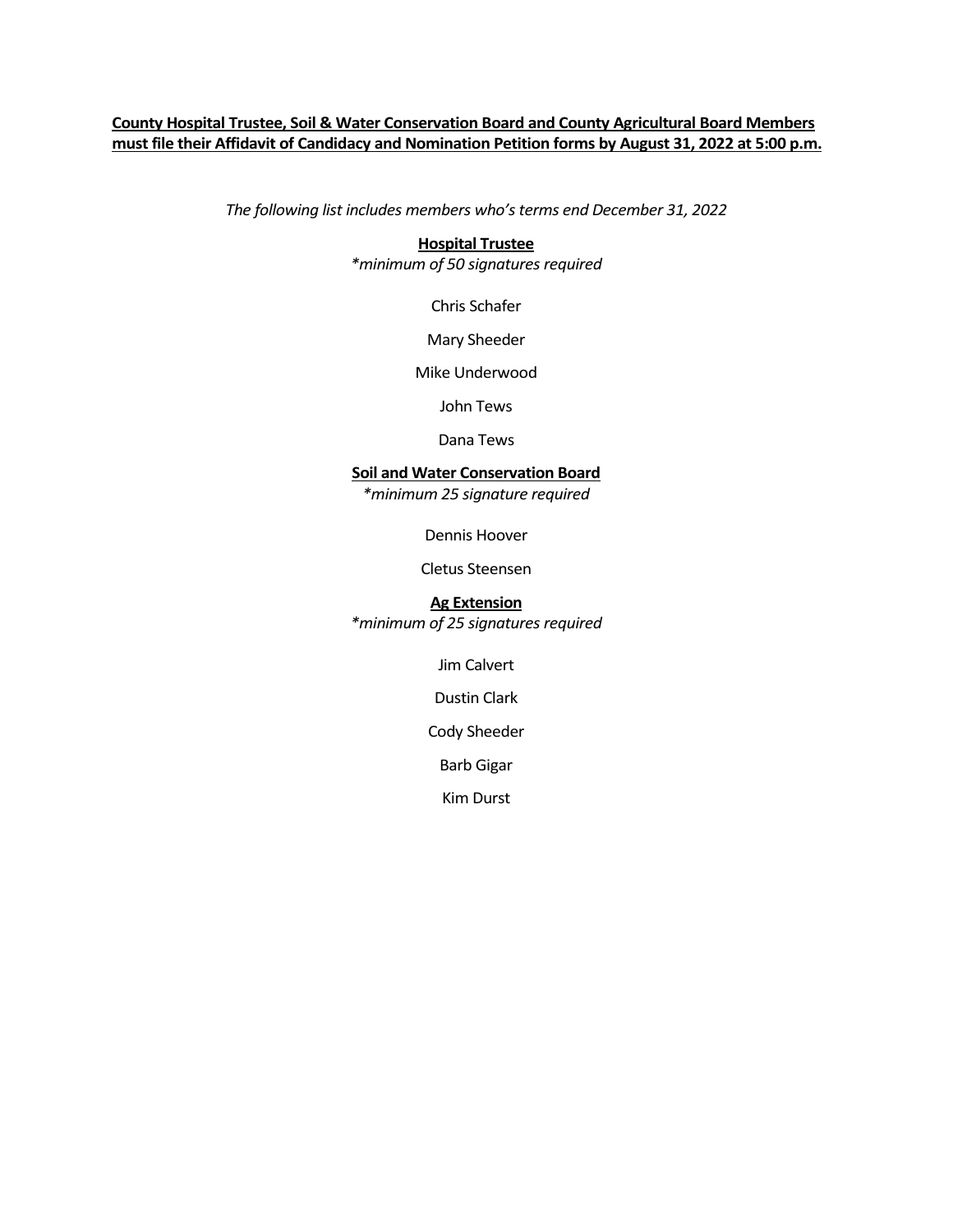**County Hospital Trustee, Soil & Water Conservation Board and County Agricultural Board Members must file their Affidavit of Candidacy and Nomination Petition forms by August 31, 2022 at 5:00 p.m.**

*The following list includes members who's terms end December 31, 2022*

**Hospital Trustee**

*\*minimum of 50 signatures required*

Chris Schafer

Mary Sheeder

Mike Underwood

John Tews

Dana Tews

**Soil and Water Conservation Board**

*\*minimum 25 signature required*

Dennis Hoover

Cletus Steensen

**Ag Extension**

*\*minimum of 25 signatures required*

Jim Calvert

Dustin Clark

Cody Sheeder

Barb Gigar

Kim Durst